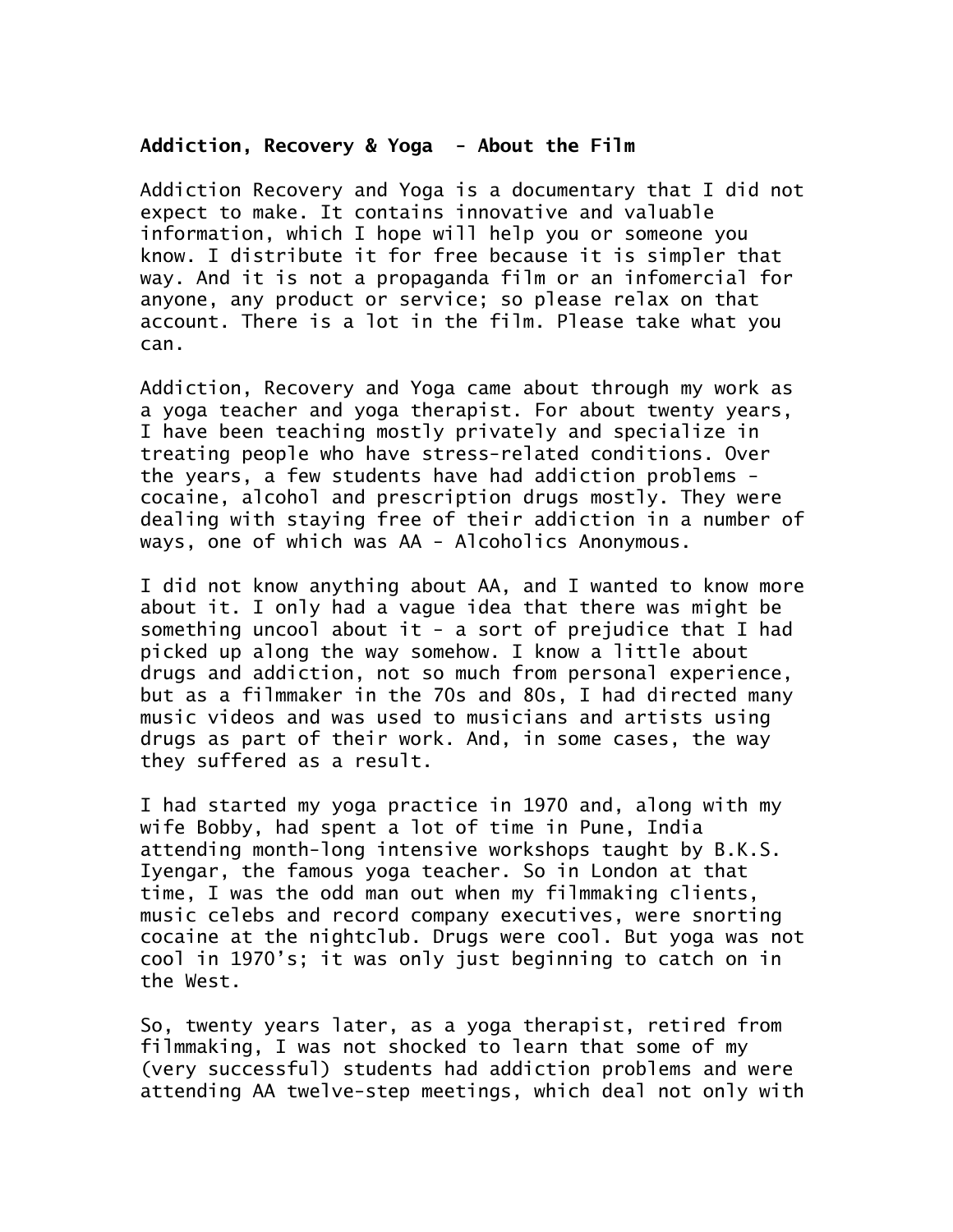**Addiction, Recovery & Yoga - About the Film**

Addiction Recovery and Yoga is a documentary that I did not expect to make. It contains innovative and valuable information, which I hope will help you or someone you know. I distribute it for free because it is simpler that way. And it is not a propaganda film or an infomercial for anyone, any product or service; so please relax on that account. There is a lot in the film. Please take what you can.

Addiction, Recovery and Yoga came about through my work as a yoga teacher and yoga therapist. For about twenty years, I have been teaching mostly privately and specialize in treating people who have stress-related conditions. Over the years, a few students have had addiction problems - cocaine, alcohol and prescription drugs mostly. They were dealing with staying free of their addiction in a number of ways, one of which was AA - Alcoholics Anonymous.

I did not know anything about AA, and I wanted to know more about it. I only had a vague idea that there was might be something uncool about it - a sort of prejudice that I had picked up along the way somehow. I know a little about drugs and addiction, not so much from personal experience, but as a filmmaker in the 70s and 80s, I had directed many music videos and was used to musicians and artists using drugs as part of their work. And, in some cases, the way they suffered as a result.

I had started my yoga practice in 1970 and, along with my wife Bobby, had spent a lot of time in Pune, India attending month-long intensive workshops taught by B.K.S. Iyengar, the famous yoga teacher. So in London at that time, I was the odd man out when my filmmaking clients, music celebs and record company executives, were snorting cocaine at the nightclub. Drugs were cool. But yoga was not cool in 1970's; it was only just beginning to catch on in the West.

So, twenty years later, as a yoga therapist, retired from filmmaking, I was not shocked to learn that some of my (very successful) students had addiction problems and were attending AA twelve-step meetings, which deal not only with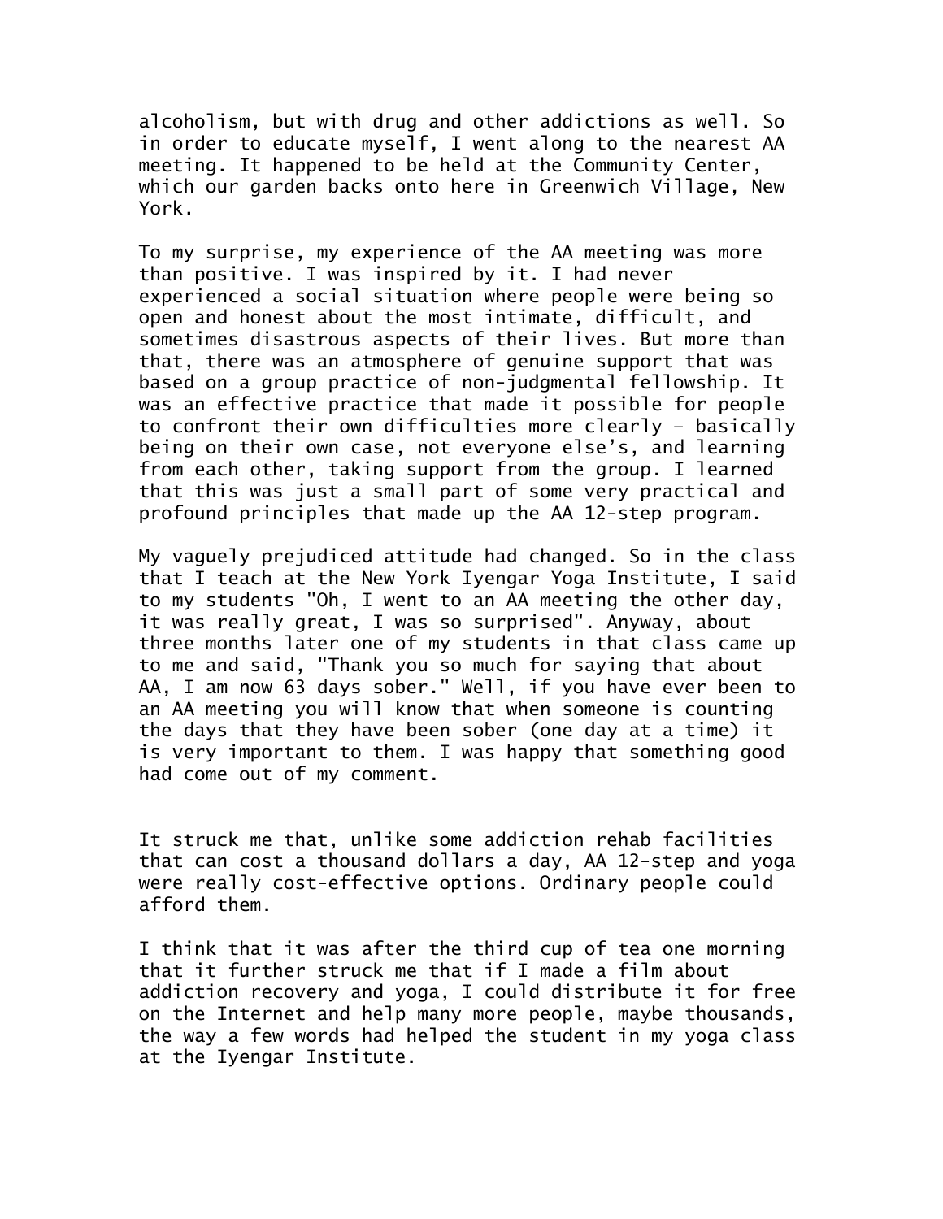alcoholism, but with drug and other addictions as well. So in order to educate myself, I went along to the nearest AA meeting. It happened to be held at the Community Center, which our garden backs onto here in Greenwich Village, New York.

To my surprise, my experience of the AA meeting was more than positive. I was inspired by it. I had never experienced a social situation where people were being so open and honest about the most intimate, difficult, and sometimes disastrous aspects of their lives. But more than that, there was an atmosphere of genuine support that was based on a group practice of non-judgmental fellowship. It was an effective practice that made it possible for people to confront their own difficulties more clearly – basically being on their own case, not everyone else's, and learning from each other, taking support from the group. I learned that this was just a small part of some very practical and profound principles that made up the AA 12-step program.

My vaguely prejudiced attitude had changed. So in the class that I teach at the New York Iyengar Yoga Institute, I said to my students "Oh, I went to an AA meeting the other day, it was really great, I was so surprised". Anyway, about three months later one of my students in that class came up to me and said, "Thank you so much for saying that about AA, I am now 63 days sober." Well, if you have ever been to an AA meeting you will know that when someone is counting the days that they have been sober (one day at a time) it is very important to them. I was happy that something good had come out of my comment.

It struck me that, unlike some addiction rehab facilities that can cost a thousand dollars a day, AA 12-step and yoga were really cost-effective options. Ordinary people could afford them.

I think that it was after the third cup of tea one morning that it further struck me that if I made a film about addiction recovery and yoga, I could distribute it for free on the Internet and help many more people, maybe thousands, the way a few words had helped the student in my yoga class at the Iyengar Institute.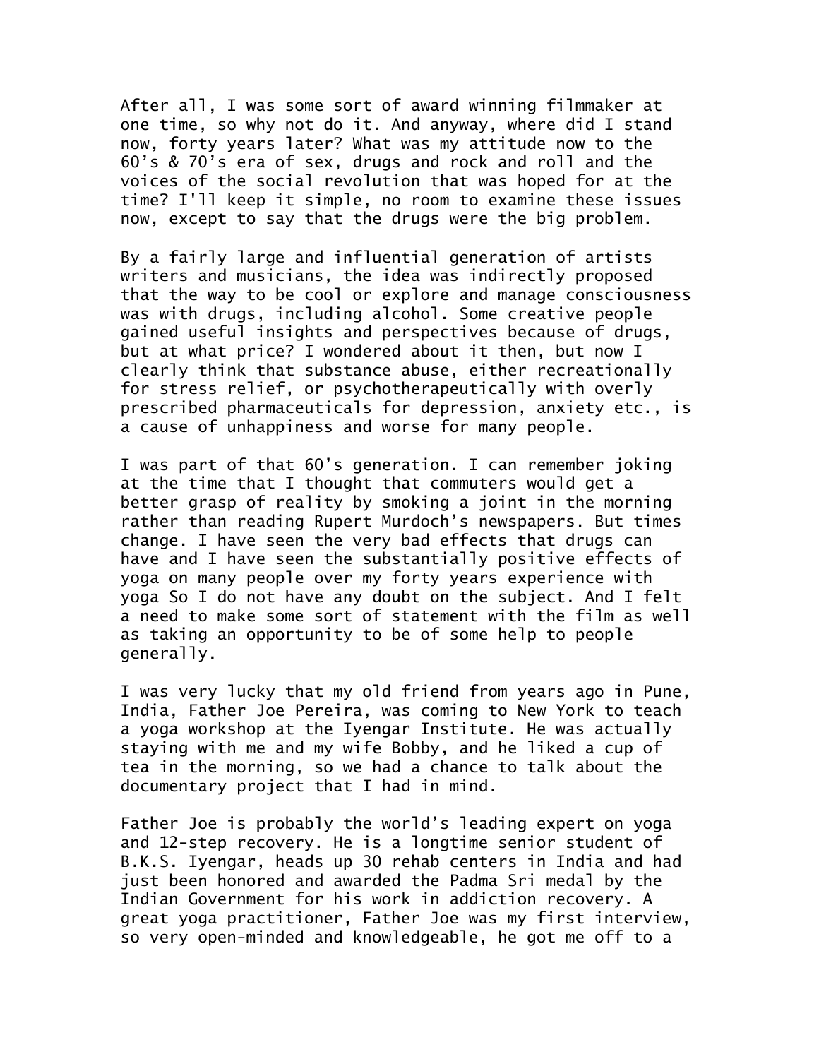After all, I was some sort of award winning filmmaker at one time, so why not do it. And anyway, where did I stand now, forty years later? What was my attitude now to the 60's & 70's era of sex, drugs and rock and roll and the voices of the social revolution that was hoped for at the time? I'll keep it simple, no room to examine these issues now, except to say that the drugs were the big problem.

By a fairly large and influential generation of artists writers and musicians, the idea was indirectly proposed that the way to be cool or explore and manage consciousness was with drugs, including alcohol. Some creative people gained useful insights and perspectives because of drugs, but at what price? I wondered about it then, but now I clearly think that substance abuse, either recreationally for stress relief, or psychotherapeutically with overly prescribed pharmaceuticals for depression, anxiety etc., is a cause of unhappiness and worse for many people.

I was part of that 60's generation. I can remember joking at the time that I thought that commuters would get a better grasp of reality by smoking a joint in the morning rather than reading Rupert Murdoch's newspapers. But times change. I have seen the very bad effects that drugs can have and I have seen the substantially positive effects of yoga on many people over my forty years experience with yoga So I do not have any doubt on the subject. And I felt a need to make some sort of statement with the film as well as taking an opportunity to be of some help to people generally.

I was very lucky that my old friend from years ago in Pune, India, Father Joe Pereira, was coming to New York to teach a yoga workshop at the Iyengar Institute. He was actually staying with me and my wife Bobby, and he liked a cup of tea in the morning, so we had a chance to talk about the documentary project that I had in mind.

Father Joe is probably the world's leading expert on yoga and 12-step recovery. He is a longtime senior student of B.K.S. Iyengar, heads up 30 rehab centers in India and had just been honored and awarded the Padma Sri medal by the Indian Government for his work in addiction recovery. A great yoga practitioner, Father Joe was my first interview, so very open-minded and knowledgeable, he got me off to a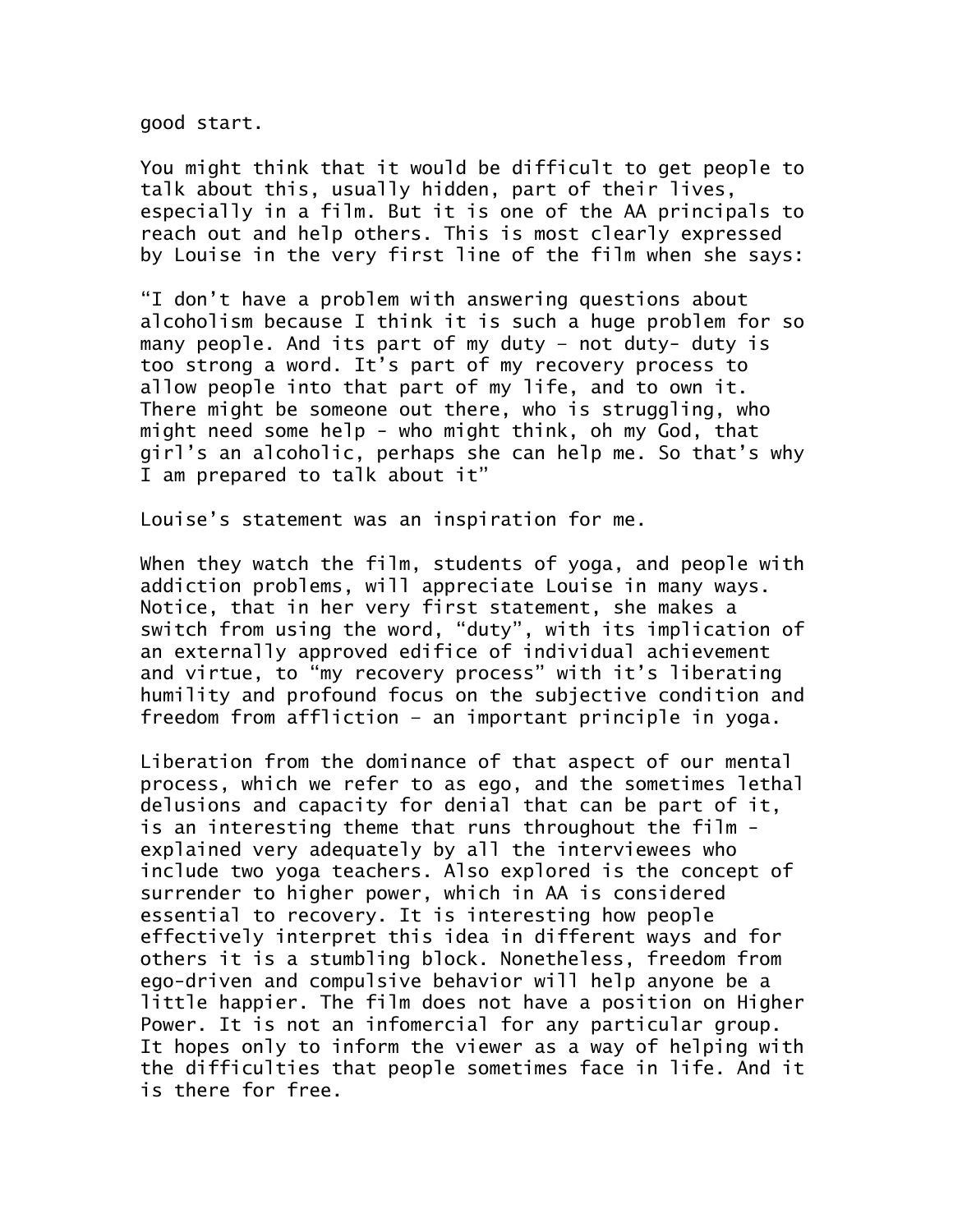good start.

You might think that it would be difficult to get people to talk about this, usually hidden, part of their lives, especially in a film. But it is one of the AA principals to reach out and help others. This is most clearly expressed by Louise in the very first line of the film when she says:

"I don't have a problem with answering questions about alcoholism because I think it is such a huge problem for so many people. And its part of my duty – not duty- duty is too strong a word. It's part of my recovery process to allow people into that part of my life, and to own it. There might be someone out there, who is struggling, who might need some help - who might think, oh my God, that girl's an alcoholic, perhaps she can help me. So that's why I am prepared to talk about it"

Louise's statement was an inspiration for me.

When they watch the film, students of yoga, and people with addiction problems, will appreciate Louise in many ways. Notice, that in her very first statement, she makes a switch from using the word, "duty", with its implication of an externally approved edifice of individual achievement and virtue, to "my recovery process" with it's liberating humility and profound focus on the subjective condition and freedom from affliction – an important principle in yoga.

Liberation from the dominance of that aspect of our mental process, which we refer to as ego, and the sometimes lethal delusions and capacity for denial that can be part of it, is an interesting theme that runs throughout the film - explained very adequately by all the interviewees who include two yoga teachers. Also explored is the concept of surrender to higher power, which in AA is considered essential to recovery. It is interesting how people effectively interpret this idea in different ways and for others it is a stumbling block. Nonetheless, freedom from ego-driven and compulsive behavior will help anyone be a little happier. The film does not have a position on Higher Power. It is not an infomercial for any particular group. It hopes only to inform the viewer as a way of helping with the difficulties that people sometimes face in life. And it is there for free.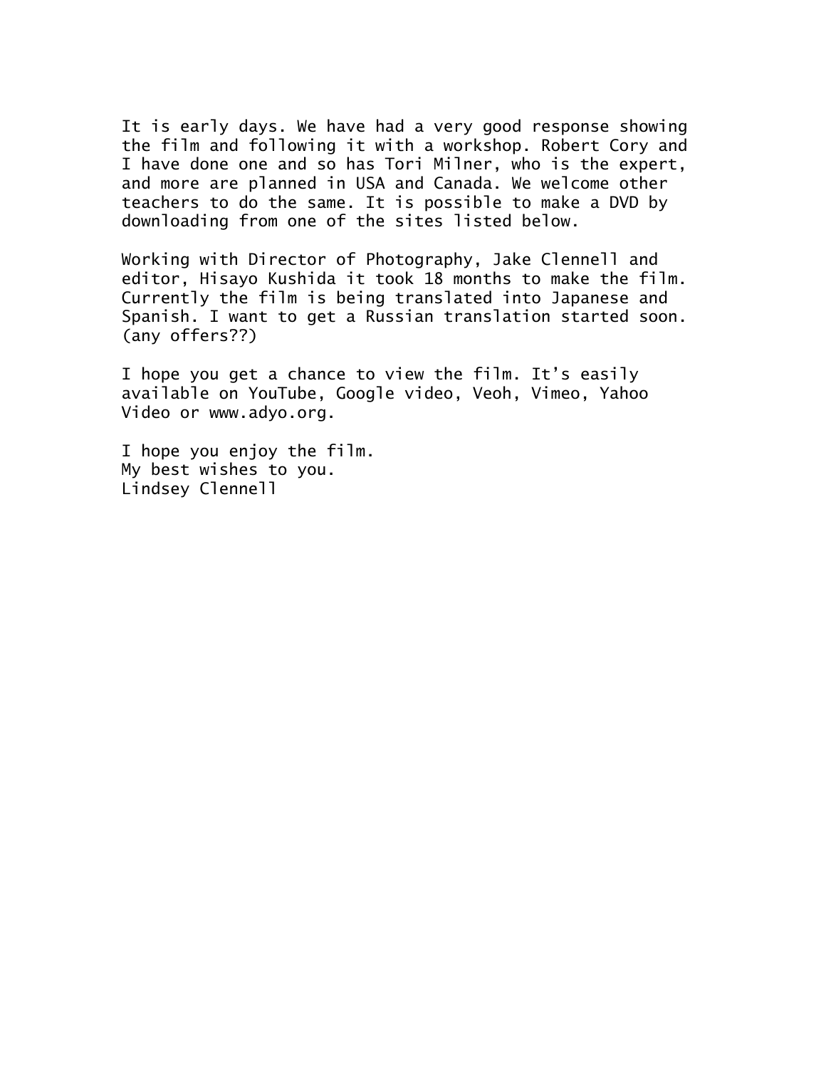It is early days. We have had a very good response showing the film and following it with a workshop. Robert Cory and I have done one and so has Tori Milner, who is the expert, and more are planned in USA and Canada. We welcome other teachers to do the same. It is possible to make a DVD by downloading from one of the sites listed below.

Working with Director of Photography, Jake Clennell and editor, Hisayo Kushida it took 18 months to make the film. Currently the film is being translated into Japanese and Spanish. I want to get a Russian translation started soon. (any offers??)

I hope you get a chance to view the film. It's easily available on YouTube, Google video, Veoh, Vimeo, Yahoo Video or www.adyo.org.

I hope you enjoy the film.
My best wishes to you.
Lindsey Clennell